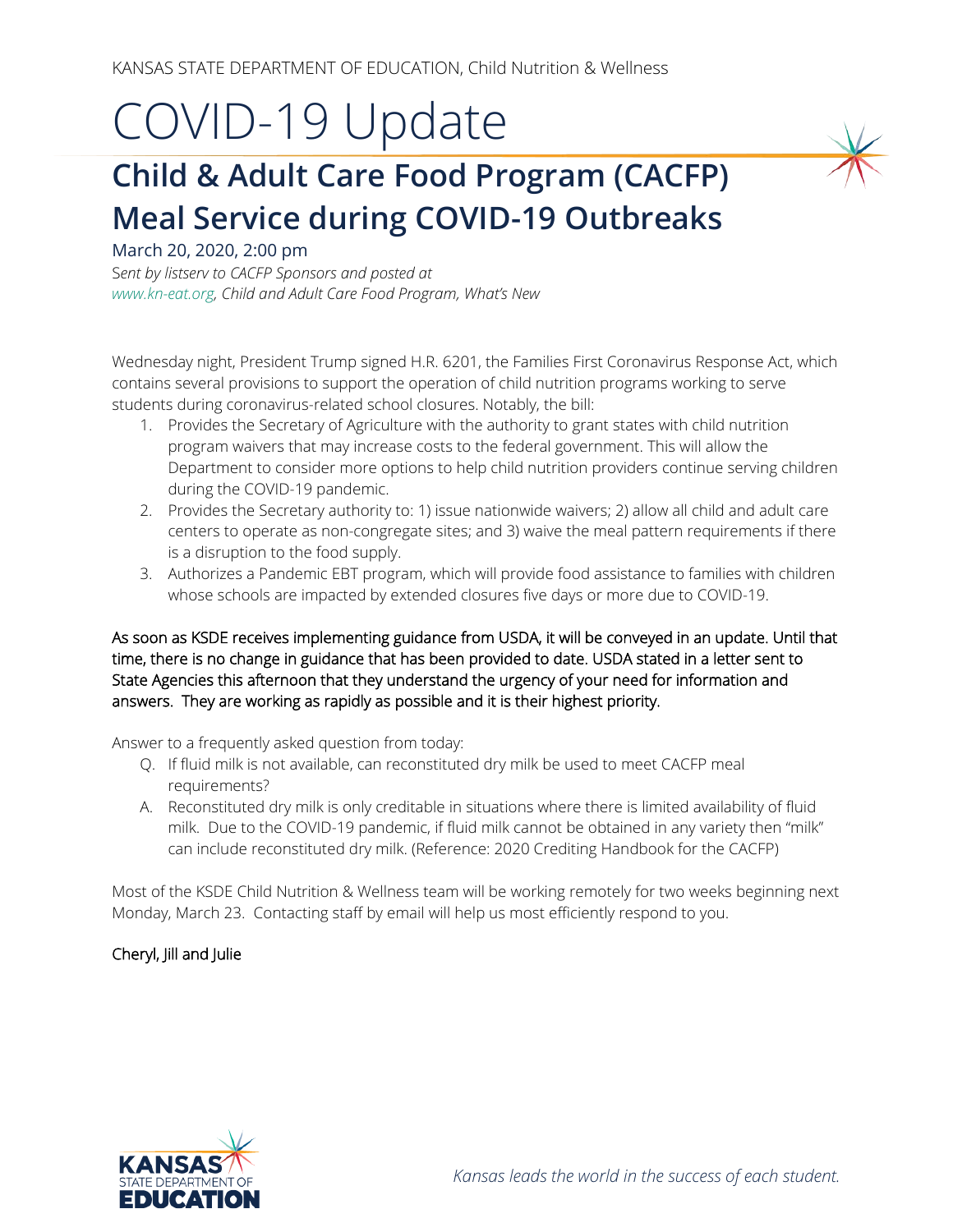KANSAS STATE DEPARTMENT OF EDUCATION, Child Nutrition & Wellness

# COVID-19 Update

## Child & Adult Care Food Program (CACFP) Meal Service during COVID-19 Outbreaks

March 20, 2020, 2:00 pm

*Sent by listserv to CACFP Sponsors and posted at www.kn-eat.org, Child and Adult Care Food Program, What's New*

Wednesday night, President Trump signed H.R. 6201, the Families First Coronavirus Response Act, which contains several provisions to support the operation of child nutrition programs working to serve students during coronavirus-related school closures. Notably, the bill:

1. Provides the Secretary of Agriculture with the authority to grant states with child nutrition program waivers that may increase costs to the federal government. This will allow the Department to consider more options to help child nutrition providers continue serving children during the COVID-19 pandemic.
2. Provides the Secretary authority to: 1) issue nationwide waivers; 2) allow all child and adult care centers to operate as non-congregate sites; and 3) waive the meal pattern requirements if there is a disruption to the food supply.
3. Authorizes a Pandemic EBT program, which will provide food assistance to families with children whose schools are impacted by extended closures five days or more due to COVID-19.

As soon as KSDE receives implementing guidance from USDA, it will be conveyed in an update. Until that time, there is no change in guidance that has been provided to date. USDA stated in a letter sent to State Agencies this afternoon that they understand the urgency of your need for information and answers. They are working as rapidly as possible and it is their highest priority.

Answer to a frequently asked question from today:

Q. If fluid milk is not available, can reconstituted dry milk be used to meet CACFP meal requirements?

A. Reconstituted dry milk is only creditable in situations where there is limited availability of fluid milk. Due to the COVID-19 pandemic, if fluid milk cannot be obtained in any variety then "milk" can include reconstituted dry milk. (Reference: 2020 Crediting Handbook for the CACFP)

Most of the KSDE Child Nutrition & Wellness team will be working remotely for two weeks beginning next Monday, March 23. Contacting staff by email will help us most efficiently respond to you.

Cheryl, Jill and Julie

KANSAS STATE DEPARTMENT OF EDUCATION

*Kansas leads the world in the success of each student.*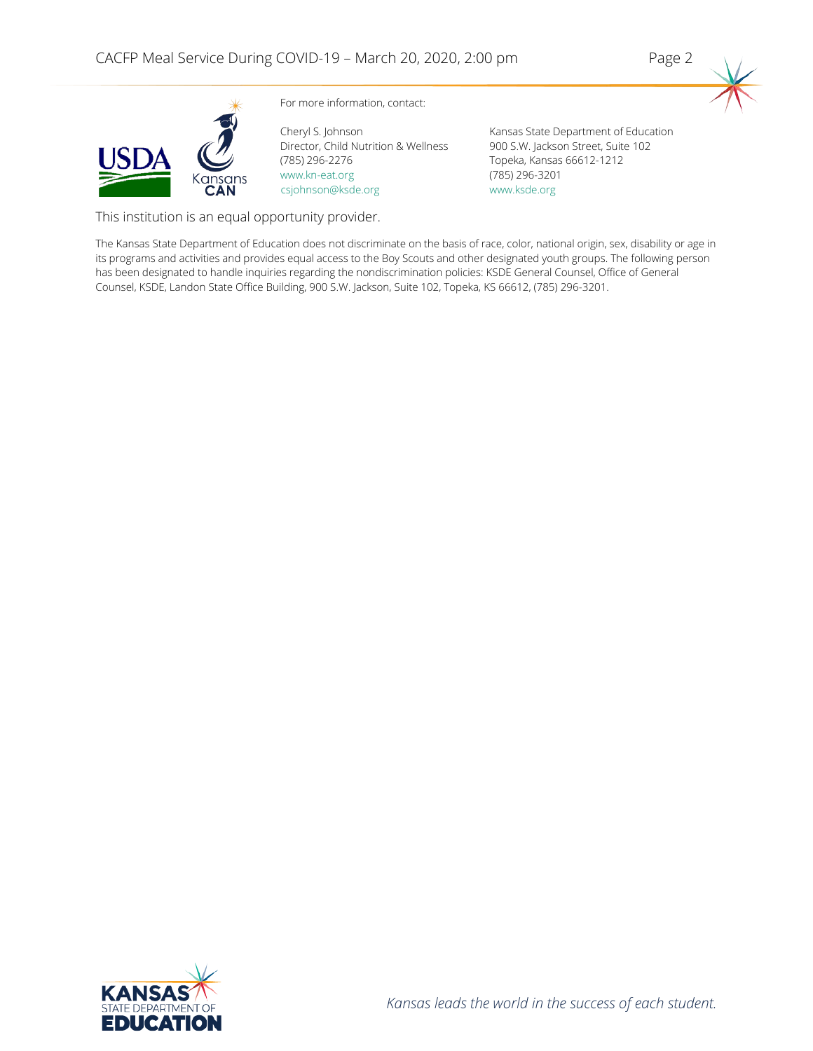For more information, contact:

Cheryl S. Johnson
Director, Child Nutrition & Wellness
(785) 296-2276
www.kn-eat.org
csjohnson@ksde.org

Kansas State Department of Education
900 S.W. Jackson Street, Suite 102
Topeka, Kansas 66612-1212
(785) 296-3201
www.ksde.org

This institution is an equal opportunity provider.

The Kansas State Department of Education does not discriminate on the basis of race, color, national origin, sex, disability or age in its programs and activities and provides equal access to the Boy Scouts and other designated youth groups. The following person has been designated to handle inquiries regarding the nondiscrimination policies: KSDE General Counsel, Office of General Counsel, KSDE, Landon State Office Building, 900 S.W. Jackson, Suite 102, Topeka, KS 66612, (785) 296-3201.

*Kansas leads the world in the success of each student.*